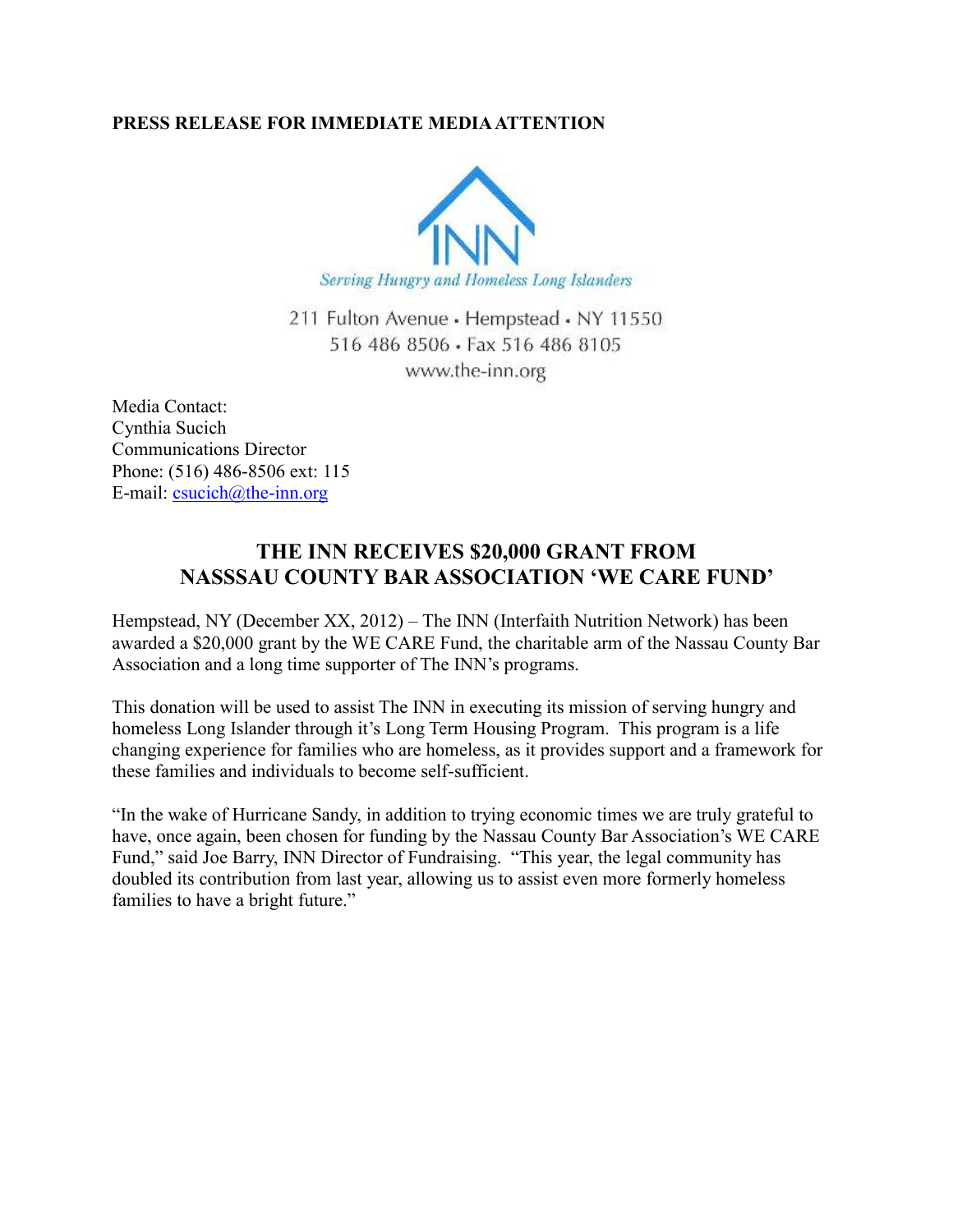**PRESS RELEASE FOR IMMEDIATE MEDIA ATTENTION**

INN

*Serving Hungry and Homeless Long Islanders*

211 Fulton Avenue • Hempstead • NY 11550
516 486 8506 • Fax 516 486 8105
www.the-inn.org

Media Contact:
Cynthia Sucich
Communications Director
Phone: (516) 486-8506 ext: 115
E-mail: csucich@the-inn.org

## THE INN RECEIVES $20,000 GRANT FROM NASSSAU COUNTY BAR ASSOCIATION 'WE CARE FUND'

Hempstead, NY (December XX, 2012) – The INN (Interfaith Nutrition Network) has been awarded a $20,000 grant by the WE CARE Fund, the charitable arm of the Nassau County Bar Association and a long time supporter of The INN's programs.

This donation will be used to assist The INN in executing its mission of serving hungry and homeless Long Islander through it's Long Term Housing Program. This program is a life changing experience for families who are homeless, as it provides support and a framework for these families and individuals to become self-sufficient.

"In the wake of Hurricane Sandy, in addition to trying economic times we are truly grateful to have, once again, been chosen for funding by the Nassau County Bar Association's WE CARE Fund," said Joe Barry, INN Director of Fundraising. "This year, the legal community has doubled its contribution from last year, allowing us to assist even more formerly homeless families to have a bright future."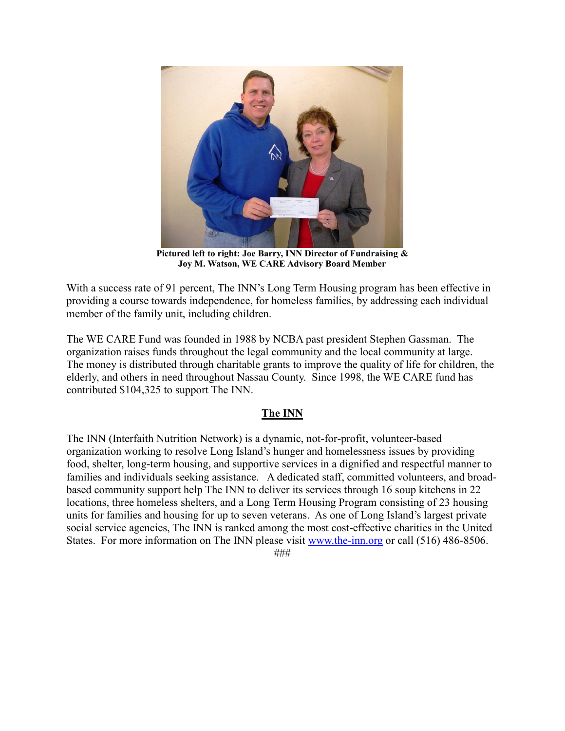**Pictured left to right: Joe Barry, INN Director of Fundraising & Joy M. Watson, WE CARE Advisory Board Member**

With a success rate of 91 percent, The INN's Long Term Housing program has been effective in providing a course towards independence, for homeless families, by addressing each individual member of the family unit, including children.

The WE CARE Fund was founded in 1988 by NCBA past president Stephen Gassman. The organization raises funds throughout the legal community and the local community at large. The money is distributed through charitable grants to improve the quality of life for children, the elderly, and others in need throughout Nassau County. Since 1998, the WE CARE fund has contributed $104,325 to support The INN.

## The INN

The INN (Interfaith Nutrition Network) is a dynamic, not-for-profit, volunteer-based organization working to resolve Long Island's hunger and homelessness issues by providing food, shelter, long-term housing, and supportive services in a dignified and respectful manner to families and individuals seeking assistance. A dedicated staff, committed volunteers, and broad-based community support help The INN to deliver its services through 16 soup kitchens in 22 locations, three homeless shelters, and a Long Term Housing Program consisting of 23 housing units for families and housing for up to seven veterans. As one of Long Island's largest private social service agencies, The INN is ranked among the most cost-effective charities in the United States. For more information on The INN please visit [www.the-inn.org](http://www.the-inn.org) or call (516) 486-8506.

###